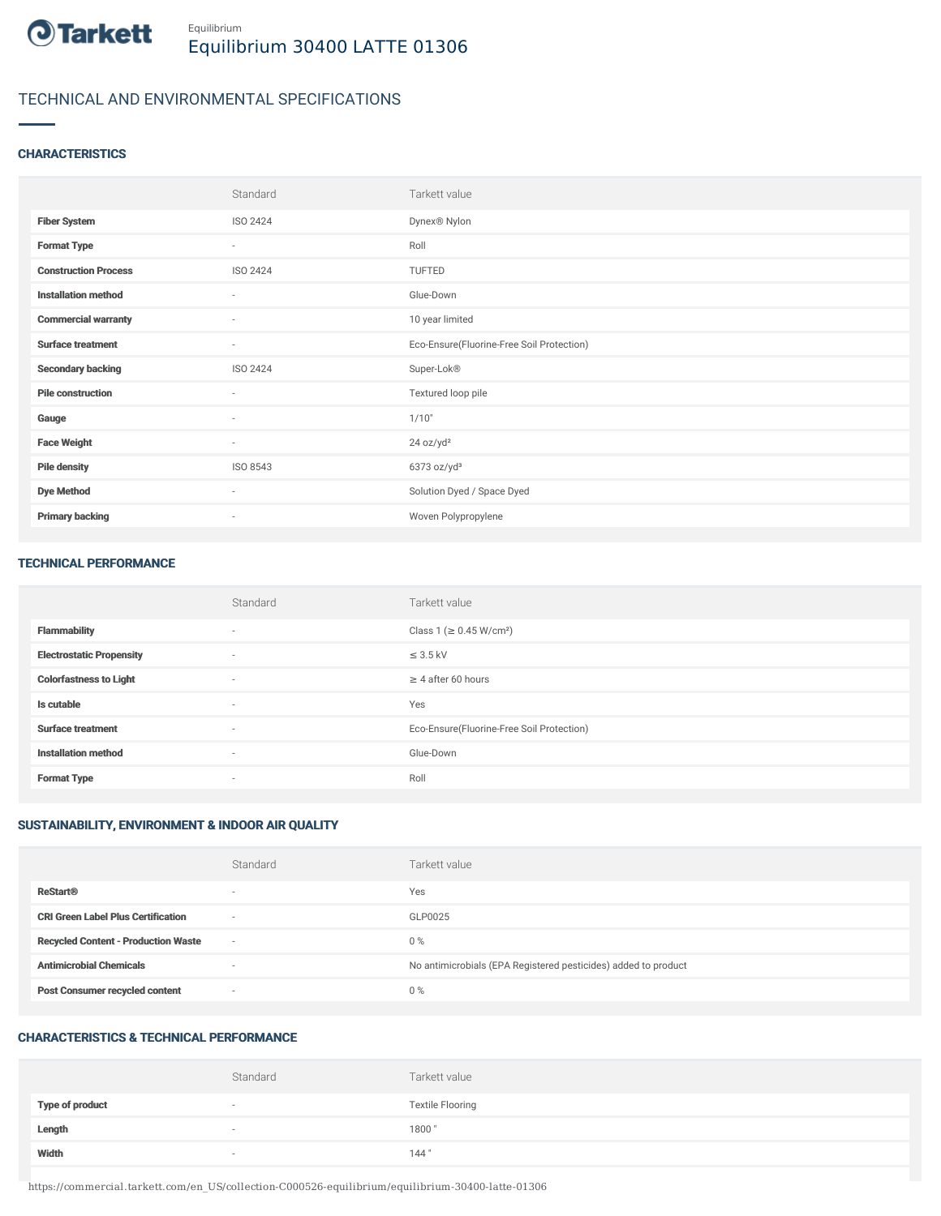Equilibrium

# Equilibrium 30400 LATTE 01306

## TECHNICAL AND ENVIRONMENTAL SPECIFICATIONS

### CHARACTERISTICS

| | Standard | Tarkett value |
|---|---|---|
| **Fiber System** | ISO 2424 | Dynex® Nylon |
| **Format Type** | - | Roll |
| **Construction Process** | ISO 2424 | TUFTED |
| **Installation method** | - | Glue-Down |
| **Commercial warranty** | - | 10 year limited |
| **Surface treatment** | - | Eco-Ensure(Fluorine-Free Soil Protection) |
| **Secondary backing** | ISO 2424 | Super-Lok® |
| **Pile construction** | - | Textured loop pile |
| **Gauge** | - | 1/10" |
| **Face Weight** | - | 24 oz/yd² |
| **Pile density** | ISO 8543 | 6373 oz/yd³ |
| **Dye Method** | - | Solution Dyed / Space Dyed |
| **Primary backing** | - | Woven Polypropylene |

### TECHNICAL PERFORMANCE

| | Standard | Tarkett value |
|---|---|---|
| **Flammability** | - | Class 1 (≥ 0.45 W/cm²) |
| **Electrostatic Propensity** | - | ≤ 3.5 kV |
| **Colorfastness to Light** | - | ≥ 4 after 60 hours |
| **Is cutable** | - | Yes |
| **Surface treatment** | - | Eco-Ensure(Fluorine-Free Soil Protection) |
| **Installation method** | - | Glue-Down |
| **Format Type** | - | Roll |

### SUSTAINABILITY, ENVIRONMENT & INDOOR AIR QUALITY

| | Standard | Tarkett value |
|---|---|---|
| **ReStart®** | - | Yes |
| **CRI Green Label Plus Certification** | - | GLP0025 |
| **Recycled Content - Production Waste** | - | 0 % |
| **Antimicrobial Chemicals** | - | No antimicrobials (EPA Registered pesticides) added to product |
| **Post Consumer recycled content** | - | 0 % |

### CHARACTERISTICS & TECHNICAL PERFORMANCE

| | Standard | Tarkett value |
|---|---|---|
| **Type of product** | - | Textile Flooring |
| **Length** | - | 1800 " |
| **Width** | - | 144 " |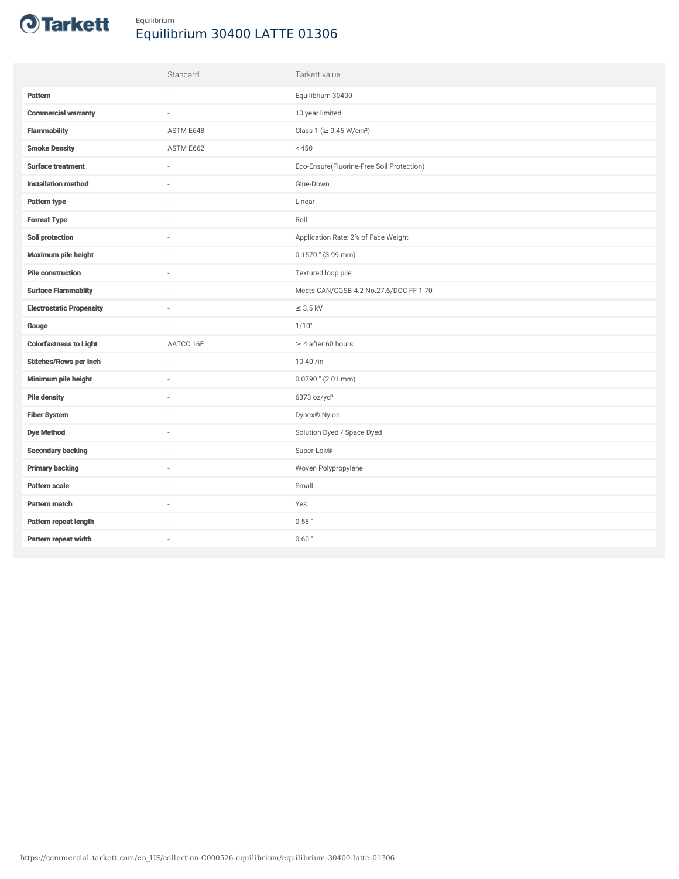Equilibrium

# Equilibrium 30400 LATTE 01306

| | Standard | Tarkett value |
|---|---|---|
| **Pattern** | - | Equilibrium 30400 |
| **Commercial warranty** | - | 10 year limited |
| **Flammability** | ASTM E648 | Class 1 (≥ 0.45 W/cm²) |
| **Smoke Density** | ASTM E662 | < 450 |
| **Surface treatment** | - | Eco-Ensure(Fluorine-Free Soil Protection) |
| **Installation method** | - | Glue-Down |
| **Pattern type** | - | Linear |
| **Format Type** | - | Roll |
| **Soil protection** | - | Application Rate: 2% of Face Weight |
| **Maximum pile height** | - | 0.1570 " (3.99 mm) |
| **Pile construction** | - | Textured loop pile |
| **Surface Flammablity** | - | Meets CAN/CGSB-4.2 No.27.6/DOC FF 1-70 |
| **Electrostatic Propensity** | - | ≤ 3.5 kV |
| **Gauge** | - | 1/10" |
| **Colorfastness to Light** | AATCC 16E | ≥ 4 after 60 hours |
| **Stitches/Rows per Inch** | - | 10.40 /in |
| **Minimum pile height** | - | 0.0790 " (2.01 mm) |
| **Pile density** | - | 6373 oz/yd³ |
| **Fiber System** | - | Dynex® Nylon |
| **Dye Method** | - | Solution Dyed / Space Dyed |
| **Secondary backing** | - | Super-Lok® |
| **Primary backing** | - | Woven Polypropylene |
| **Pattern scale** | - | Small |
| **Pattern match** | - | Yes |
| **Pattern repeat length** | - | 0.58 " |
| **Pattern repeat width** | - | 0.60 " |

https://commercial.tarkett.com/en_US/collection-C000526-equilibrium/equilibrium-30400-latte-01306